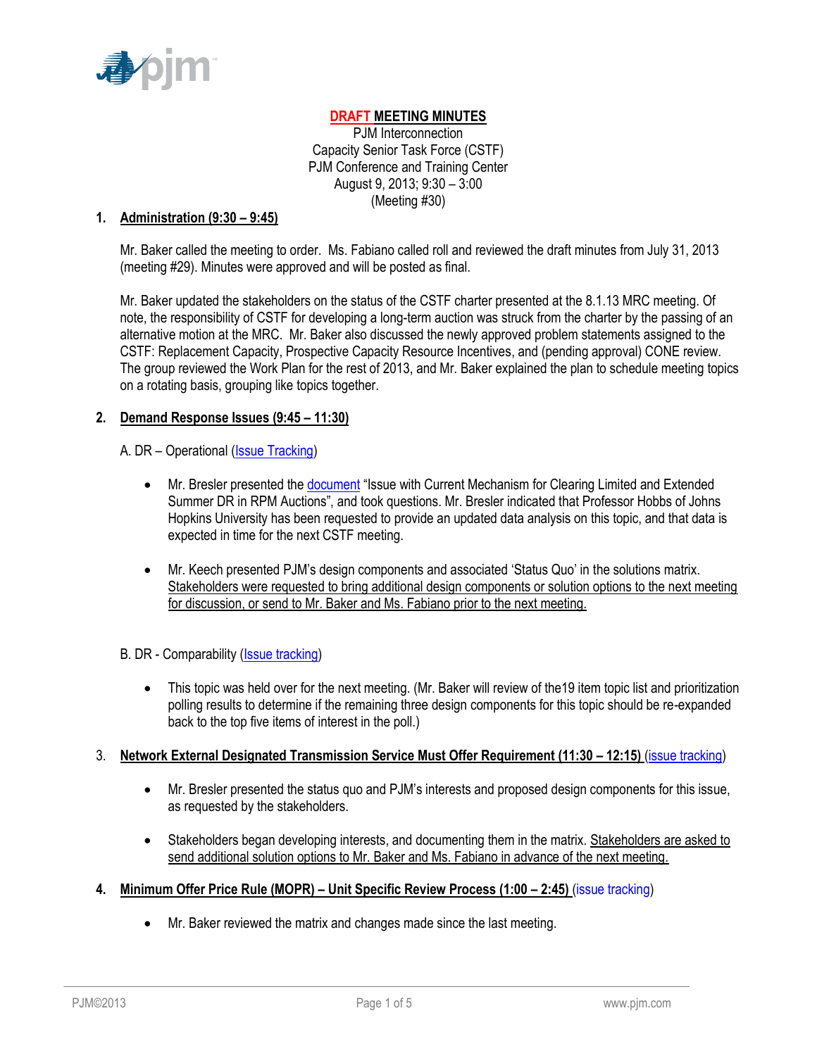**DRAFT MEETING MINUTES**

PJM Interconnection
Capacity Senior Task Force (CSTF)
PJM Conference and Training Center
August 9, 2013; 9:30 – 3:00
(Meeting #30)

## 1. Administration (9:30 – 9:45)

Mr. Baker called the meeting to order. Ms. Fabiano called roll and reviewed the draft minutes from July 31, 2013 (meeting #29). Minutes were approved and will be posted as final.

Mr. Baker updated the stakeholders on the status of the CSTF charter presented at the 8.1.13 MRC meeting. Of note, the responsibility of CSTF for developing a long-term auction was struck from the charter by the passing of an alternative motion at the MRC. Mr. Baker also discussed the newly approved problem statements assigned to the CSTF: Replacement Capacity, Prospective Capacity Resource Incentives, and (pending approval) CONE review. The group reviewed the Work Plan for the rest of 2013, and Mr. Baker explained the plan to schedule meeting topics on a rotating basis, grouping like topics together.

## 2. Demand Response Issues (9:45 – 11:30)

A. DR – Operational (Issue Tracking)

- Mr. Bresler presented the document "Issue with Current Mechanism for Clearing Limited and Extended Summer DR in RPM Auctions", and took questions. Mr. Bresler indicated that Professor Hobbs of Johns Hopkins University has been requested to provide an updated data analysis on this topic, and that data is expected in time for the next CSTF meeting.

- Mr. Keech presented PJM's design components and associated 'Status Quo' in the solutions matrix. Stakeholders were requested to bring additional design components or solution options to the next meeting for discussion, or send to Mr. Baker and Ms. Fabiano prior to the next meeting.

B. DR - Comparability (Issue tracking)

- This topic was held over for the next meeting. (Mr. Baker will review of the19 item topic list and prioritization polling results to determine if the remaining three design components for this topic should be re-expanded back to the top five items of interest in the poll.)

## 3. Network External Designated Transmission Service Must Offer Requirement (11:30 – 12:15) (issue tracking)

- Mr. Bresler presented the status quo and PJM's interests and proposed design components for this issue, as requested by the stakeholders.

- Stakeholders began developing interests, and documenting them in the matrix. Stakeholders are asked to send additional solution options to Mr. Baker and Ms. Fabiano in advance of the next meeting.

## 4. Minimum Offer Price Rule (MOPR) – Unit Specific Review Process (1:00 – 2:45) (issue tracking)

- Mr. Baker reviewed the matrix and changes made since the last meeting.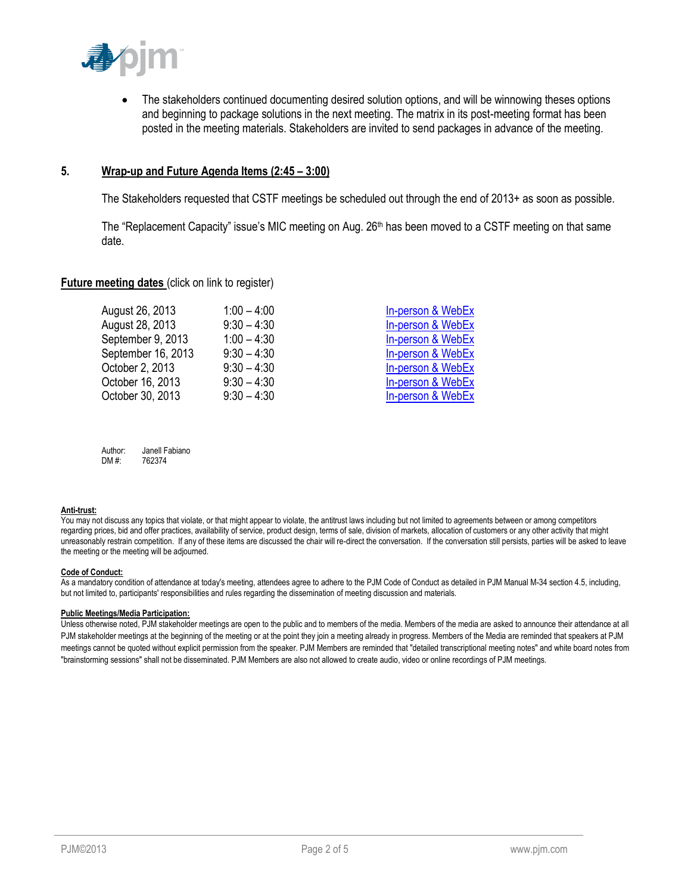- The stakeholders continued documenting desired solution options, and will be winnowing theses options and beginning to package solutions in the next meeting. The matrix in its post-meeting format has been posted in the meeting materials. Stakeholders are invited to send packages in advance of the meeting.

## 5. Wrap-up and Future Agenda Items (2:45 – 3:00)

The Stakeholders requested that CSTF meetings be scheduled out through the end of 2013+ as soon as possible.

The "Replacement Capacity" issue's MIC meeting on Aug. 26th has been moved to a CSTF meeting on that same date.

**Future meeting dates** (click on link to register)

| | | |
|---|---|---|
| August 26, 2013 | 1:00 – 4:00 | In-person & WebEx |
| August 28, 2013 | 9:30 – 4:30 | In-person & WebEx |
| September 9, 2013 | 1:00 – 4:30 | In-person & WebEx |
| September 16, 2013 | 9:30 – 4:30 | In-person & WebEx |
| October 2, 2013 | 9:30 – 4:30 | In-person & WebEx |
| October 16, 2013 | 9:30 – 4:30 | In-person & WebEx |
| October 30, 2013 | 9:30 – 4:30 | In-person & WebEx |

Author: Janell Fabiano
DM #: 762374

**Anti-trust:**
You may not discuss any topics that violate, or that might appear to violate, the antitrust laws including but not limited to agreements between or among competitors regarding prices, bid and offer practices, availability of service, product design, terms of sale, division of markets, allocation of customers or any other activity that might unreasonably restrain competition. If any of these items are discussed the chair will re-direct the conversation. If the conversation still persists, parties will be asked to leave the meeting or the meeting will be adjourned.

**Code of Conduct:**
As a mandatory condition of attendance at today's meeting, attendees agree to adhere to the PJM Code of Conduct as detailed in PJM Manual M-34 section 4.5, including, but not limited to, participants' responsibilities and rules regarding the dissemination of meeting discussion and materials.

**Public Meetings/Media Participation:**
Unless otherwise noted, PJM stakeholder meetings are open to the public and to members of the media. Members of the media are asked to announce their attendance at all PJM stakeholder meetings at the beginning of the meeting or at the point they join a meeting already in progress. Members of the Media are reminded that speakers at PJM meetings cannot be quoted without explicit permission from the speaker. PJM Members are reminded that "detailed transcriptional meeting notes" and white board notes from "brainstorming sessions" shall not be disseminated. PJM Members are also not allowed to create audio, video or online recordings of PJM meetings.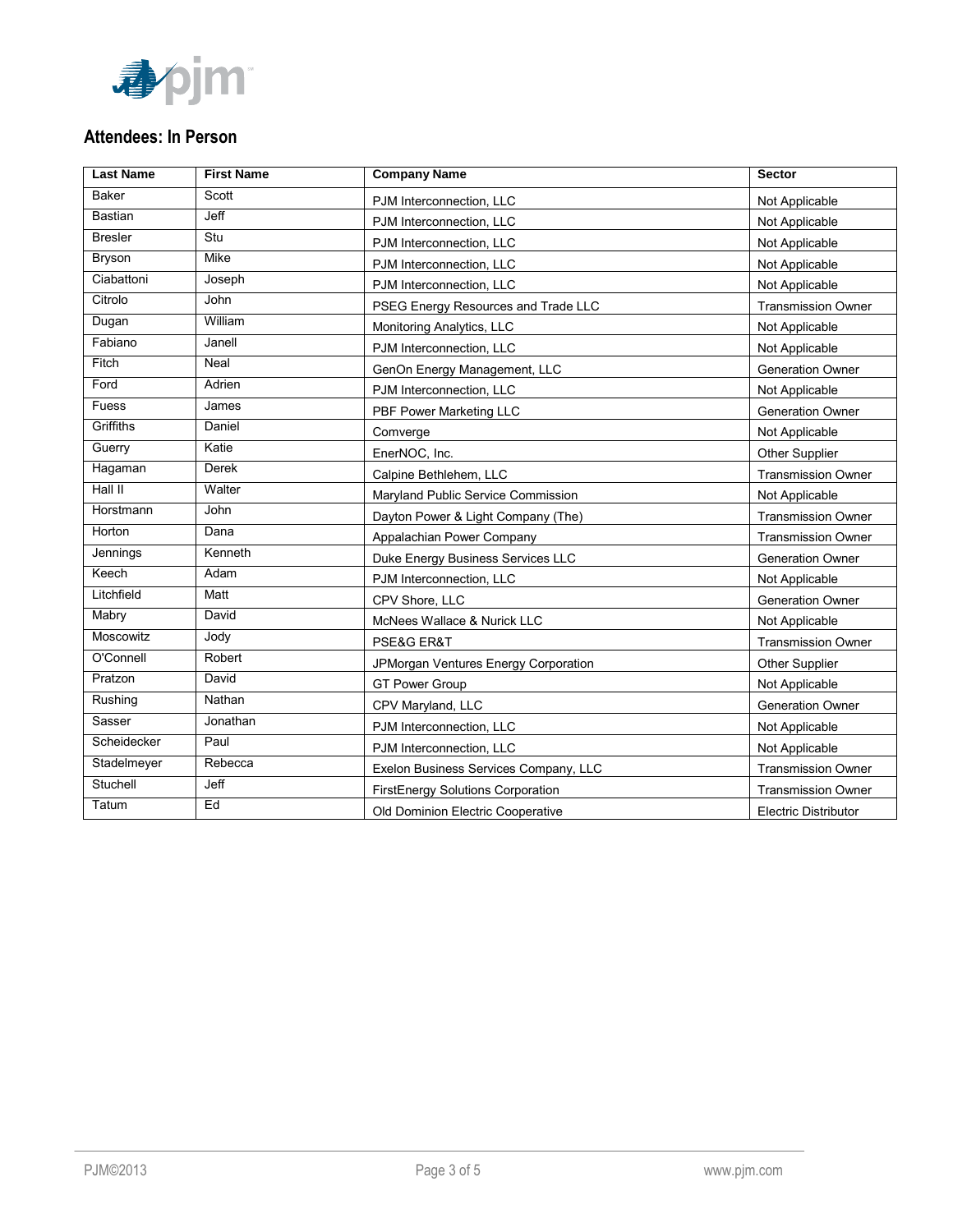## Attendees: In Person

| Last Name | First Name | Company Name | Sector |
|---|---|---|---|
| Baker | Scott | PJM Interconnection, LLC | Not Applicable |
| Bastian | Jeff | PJM Interconnection, LLC | Not Applicable |
| Bresler | Stu | PJM Interconnection, LLC | Not Applicable |
| Bryson | Mike | PJM Interconnection, LLC | Not Applicable |
| Ciabattoni | Joseph | PJM Interconnection, LLC | Not Applicable |
| Citrolo | John | PSEG Energy Resources and Trade LLC | Transmission Owner |
| Dugan | William | Monitoring Analytics, LLC | Not Applicable |
| Fabiano | Janell | PJM Interconnection, LLC | Not Applicable |
| Fitch | Neal | GenOn Energy Management, LLC | Generation Owner |
| Ford | Adrien | PJM Interconnection, LLC | Not Applicable |
| Fuess | James | PBF Power Marketing LLC | Generation Owner |
| Griffiths | Daniel | Comverge | Not Applicable |
| Guerry | Katie | EnerNOC, Inc. | Other Supplier |
| Hagaman | Derek | Calpine Bethlehem, LLC | Transmission Owner |
| Hall II | Walter | Maryland Public Service Commission | Not Applicable |
| Horstmann | John | Dayton Power & Light Company (The) | Transmission Owner |
| Horton | Dana | Appalachian Power Company | Transmission Owner |
| Jennings | Kenneth | Duke Energy Business Services LLC | Generation Owner |
| Keech | Adam | PJM Interconnection, LLC | Not Applicable |
| Litchfield | Matt | CPV Shore, LLC | Generation Owner |
| Mabry | David | McNees Wallace & Nurick LLC | Not Applicable |
| Moscowitz | Jody | PSE&G ER&T | Transmission Owner |
| O'Connell | Robert | JPMorgan Ventures Energy Corporation | Other Supplier |
| Pratzon | David | GT Power Group | Not Applicable |
| Rushing | Nathan | CPV Maryland, LLC | Generation Owner |
| Sasser | Jonathan | PJM Interconnection, LLC | Not Applicable |
| Scheidecker | Paul | PJM Interconnection, LLC | Not Applicable |
| Stadelmeyer | Rebecca | Exelon Business Services Company, LLC | Transmission Owner |
| Stuchell | Jeff | FirstEnergy Solutions Corporation | Transmission Owner |
| Tatum | Ed | Old Dominion Electric Cooperative | Electric Distributor |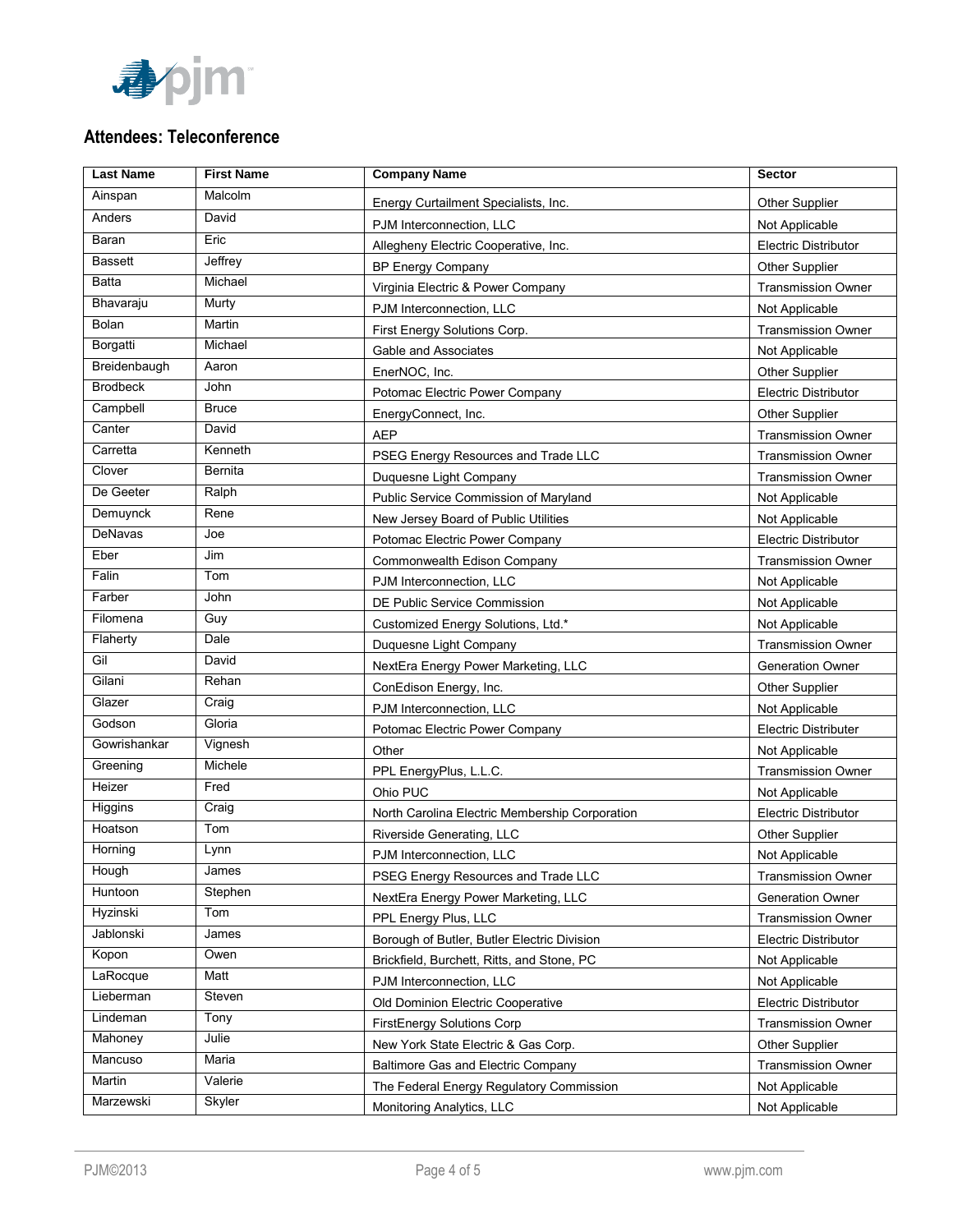## Attendees: Teleconference

| Last Name | First Name | Company Name | Sector |
|---|---|---|---|
| Ainspan | Malcolm | Energy Curtailment Specialists, Inc. | Other Supplier |
| Anders | David | PJM Interconnection, LLC | Not Applicable |
| Baran | Eric | Allegheny Electric Cooperative, Inc. | Electric Distributor |
| Bassett | Jeffrey | BP Energy Company | Other Supplier |
| Batta | Michael | Virginia Electric & Power Company | Transmission Owner |
| Bhavaraju | Murty | PJM Interconnection, LLC | Not Applicable |
| Bolan | Martin | First Energy Solutions Corp. | Transmission Owner |
| Borgatti | Michael | Gable and Associates | Not Applicable |
| Breidenbaugh | Aaron | EnerNOC, Inc. | Other Supplier |
| Brodbeck | John | Potomac Electric Power Company | Electric Distributor |
| Campbell | Bruce | EnergyConnect, Inc. | Other Supplier |
| Canter | David | AEP | Transmission Owner |
| Carretta | Kenneth | PSEG Energy Resources and Trade LLC | Transmission Owner |
| Clover | Bernita | Duquesne Light Company | Transmission Owner |
| De Geeter | Ralph | Public Service Commission of Maryland | Not Applicable |
| Demuynck | Rene | New Jersey Board of Public Utilities | Not Applicable |
| DeNavas | Joe | Potomac Electric Power Company | Electric Distributor |
| Eber | Jim | Commonwealth Edison Company | Transmission Owner |
| Falin | Tom | PJM Interconnection, LLC | Not Applicable |
| Farber | John | DE Public Service Commission | Not Applicable |
| Filomena | Guy | Customized Energy Solutions, Ltd.* | Not Applicable |
| Flaherty | Dale | Duquesne Light Company | Transmission Owner |
| Gil | David | NextEra Energy Power Marketing, LLC | Generation Owner |
| Gilani | Rehan | ConEdison Energy, Inc. | Other Supplier |
| Glazer | Craig | PJM Interconnection, LLC | Not Applicable |
| Godson | Gloria | Potomac Electric Power Company | Electric Distributer |
| Gowrishankar | Vignesh | Other | Not Applicable |
| Greening | Michele | PPL EnergyPlus, L.L.C. | Transmission Owner |
| Heizer | Fred | Ohio PUC | Not Applicable |
| Higgins | Craig | North Carolina Electric Membership Corporation | Electric Distributor |
| Hoatson | Tom | Riverside Generating, LLC | Other Supplier |
| Horning | Lynn | PJM Interconnection, LLC | Not Applicable |
| Hough | James | PSEG Energy Resources and Trade LLC | Transmission Owner |
| Huntoon | Stephen | NextEra Energy Power Marketing, LLC | Generation Owner |
| Hyzinski | Tom | PPL Energy Plus, LLC | Transmission Owner |
| Jablonski | James | Borough of Butler, Butler Electric Division | Electric Distributor |
| Kopon | Owen | Brickfield, Burchett, Ritts, and Stone, PC | Not Applicable |
| LaRocque | Matt | PJM Interconnection, LLC | Not Applicable |
| Lieberman | Steven | Old Dominion Electric Cooperative | Electric Distributor |
| Lindeman | Tony | FirstEnergy Solutions Corp | Transmission Owner |
| Mahoney | Julie | New York State Electric & Gas Corp. | Other Supplier |
| Mancuso | Maria | Baltimore Gas and Electric Company | Transmission Owner |
| Martin | Valerie | The Federal Energy Regulatory Commission | Not Applicable |
| Marzewski | Skyler | Monitoring Analytics, LLC | Not Applicable |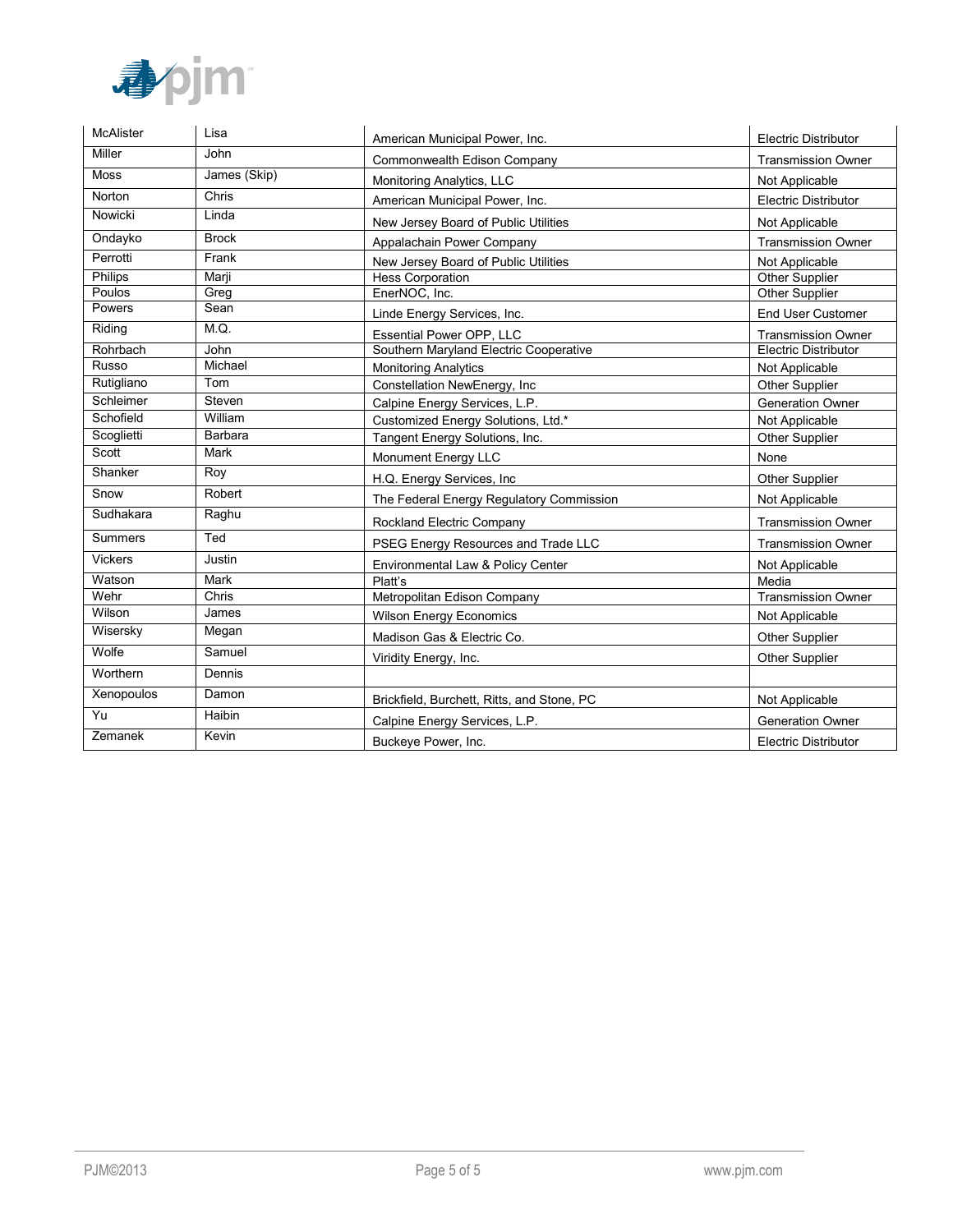| | | | |
|---|---|---|---|
| McAlister | Lisa | American Municipal Power, Inc. | Electric Distributor |
| Miller | John | Commonwealth Edison Company | Transmission Owner |
| Moss | James (Skip) | Monitoring Analytics, LLC | Not Applicable |
| Norton | Chris | American Municipal Power, Inc. | Electric Distributor |
| Nowicki | Linda | New Jersey Board of Public Utilities | Not Applicable |
| Ondayko | Brock | Appalachain Power Company | Transmission Owner |
| Perrotti | Frank | New Jersey Board of Public Utilities | Not Applicable |
| Philips | Marji | Hess Corporation | Other Supplier |
| Poulos | Greg | EnerNOC, Inc. | Other Supplier |
| Powers | Sean | Linde Energy Services, Inc. | End User Customer |
| Riding | M.Q. | Essential Power OPP, LLC | Transmission Owner |
| Rohrbach | John | Southern Maryland Electric Cooperative | Electric Distributor |
| Russo | Michael | Monitoring Analytics | Not Applicable |
| Rutigliano | Tom | Constellation NewEnergy, Inc | Other Supplier |
| Schleimer | Steven | Calpine Energy Services, L.P. | Generation Owner |
| Schofield | William | Customized Energy Solutions, Ltd.* | Not Applicable |
| Scoglietti | Barbara | Tangent Energy Solutions, Inc. | Other Supplier |
| Scott | Mark | Monument Energy LLC | None |
| Shanker | Roy | H.Q. Energy Services, Inc | Other Supplier |
| Snow | Robert | The Federal Energy Regulatory Commission | Not Applicable |
| Sudhakara | Raghu | Rockland Electric Company | Transmission Owner |
| Summers | Ted | PSEG Energy Resources and Trade LLC | Transmission Owner |
| Vickers | Justin | Environmental Law & Policy Center | Not Applicable |
| Watson | Mark | Platt's | Media |
| Wehr | Chris | Metropolitan Edison Company | Transmission Owner |
| Wilson | James | Wilson Energy Economics | Not Applicable |
| Wisersky | Megan | Madison Gas & Electric Co. | Other Supplier |
| Wolfe | Samuel | Viridity Energy, Inc. | Other Supplier |
| Worthern | Dennis | | |
| Xenopoulos | Damon | Brickfield, Burchett, Ritts, and Stone, PC | Not Applicable |
| Yu | Haibin | Calpine Energy Services, L.P. | Generation Owner |
| Zemanek | Kevin | Buckeye Power, Inc. | Electric Distributor |